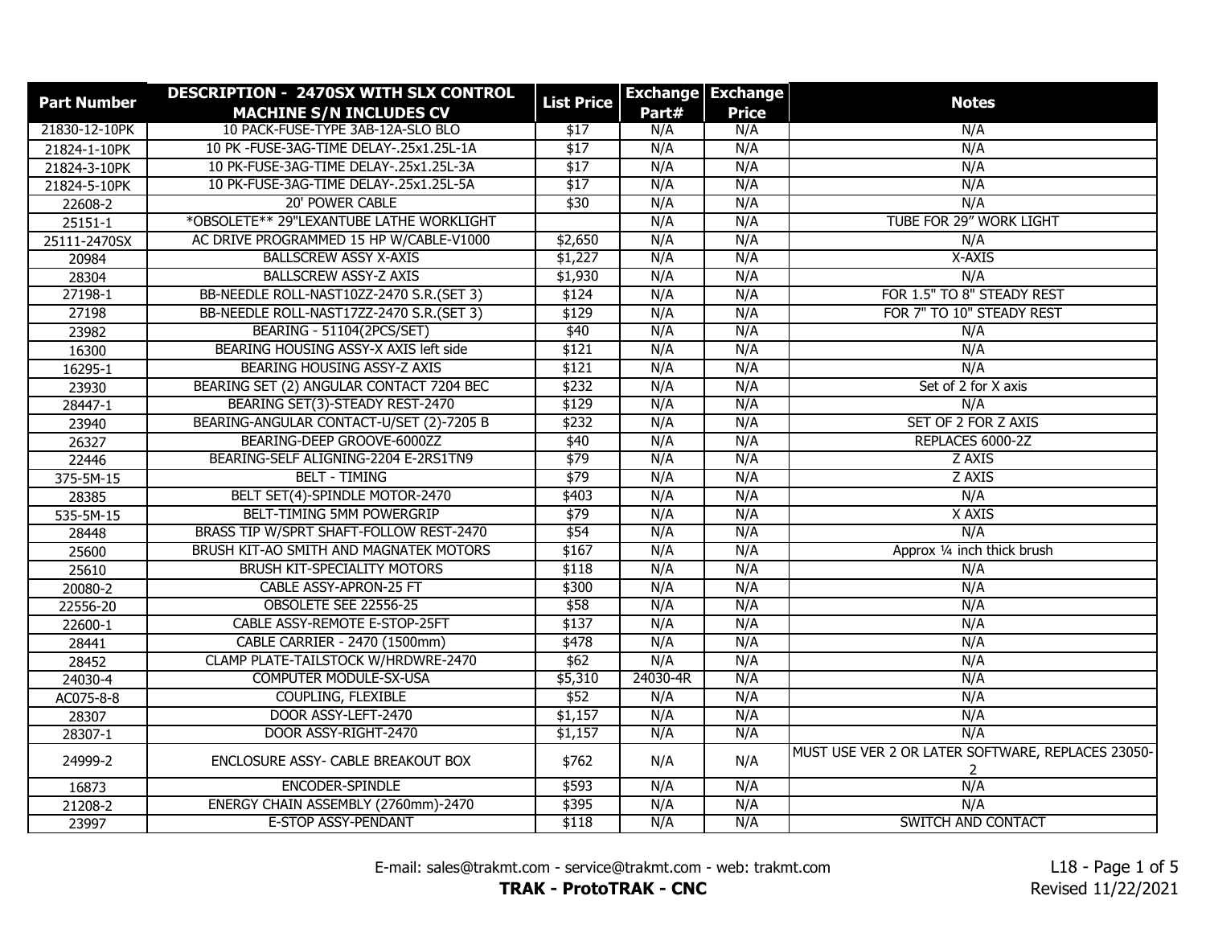| Part Number | DESCRIPTION - 2470SX WITH SLX CONTROL MACHINE S/N INCLUDES CV | List Price | Exchange Part# | Exchange Price | Notes |
|---|---|---|---|---|---|
| 21830-12-10PK | 10 PACK-FUSE-TYPE 3AB-12A-SLO BLO | $17 | N/A | N/A | N/A |
| 21824-1-10PK | 10 PK -FUSE-3AG-TIME DELAY-.25x1.25L-1A | $17 | N/A | N/A | N/A |
| 21824-3-10PK | 10 PK-FUSE-3AG-TIME DELAY-.25x1.25L-3A | $17 | N/A | N/A | N/A |
| 21824-5-10PK | 10 PK-FUSE-3AG-TIME DELAY-.25x1.25L-5A | $17 | N/A | N/A | N/A |
| 22608-2 | 20' POWER CABLE | $30 | N/A | N/A | N/A |
| 25151-1 | *OBSOLETE** 29"LEXANTUBE LATHE WORKLIGHT | | N/A | N/A | TUBE FOR 29" WORK LIGHT |
| 25111-2470SX | AC DRIVE PROGRAMMED 15 HP W/CABLE-V1000 | $2,650 | N/A | N/A | N/A |
| 20984 | BALLSCREW ASSY X-AXIS | $1,227 | N/A | N/A | X-AXIS |
| 28304 | BALLSCREW ASSY-Z AXIS | $1,930 | N/A | N/A | N/A |
| 27198-1 | BB-NEEDLE ROLL-NAST10ZZ-2470 S.R.(SET 3) | $124 | N/A | N/A | FOR 1.5" TO 8" STEADY REST |
| 27198 | BB-NEEDLE ROLL-NAST17ZZ-2470 S.R.(SET 3) | $129 | N/A | N/A | FOR 7" TO 10" STEADY REST |
| 23982 | BEARING - 51104(2PCS/SET) | $40 | N/A | N/A | N/A |
| 16300 | BEARING HOUSING ASSY-X AXIS left side | $121 | N/A | N/A | N/A |
| 16295-1 | BEARING HOUSING ASSY-Z AXIS | $121 | N/A | N/A | N/A |
| 23930 | BEARING SET (2) ANGULAR CONTACT 7204 BEC | $232 | N/A | N/A | Set of 2 for X axis |
| 28447-1 | BEARING SET(3)-STEADY REST-2470 | $129 | N/A | N/A | N/A |
| 23940 | BEARING-ANGULAR CONTACT-U/SET (2)-7205 B | $232 | N/A | N/A | SET OF 2 FOR Z AXIS |
| 26327 | BEARING-DEEP GROOVE-6000ZZ | $40 | N/A | N/A | REPLACES 6000-2Z |
| 22446 | BEARING-SELF ALIGNING-2204 E-2RS1TN9 | $79 | N/A | N/A | Z AXIS |
| 375-5M-15 | BELT - TIMING | $79 | N/A | N/A | Z AXIS |
| 28385 | BELT SET(4)-SPINDLE MOTOR-2470 | $403 | N/A | N/A | N/A |
| 535-5M-15 | BELT-TIMING 5MM POWERGRIP | $79 | N/A | N/A | X AXIS |
| 28448 | BRASS TIP W/SPRT SHAFT-FOLLOW REST-2470 | $54 | N/A | N/A | N/A |
| 25600 | BRUSH KIT-AO SMITH AND MAGNATEK MOTORS | $167 | N/A | N/A | Approx ¼ inch thick brush |
| 25610 | BRUSH KIT-SPECIALITY MOTORS | $118 | N/A | N/A | N/A |
| 20080-2 | CABLE ASSY-APRON-25 FT | $300 | N/A | N/A | N/A |
| 22556-20 | OBSOLETE SEE 22556-25 | $58 | N/A | N/A | N/A |
| 22600-1 | CABLE ASSY-REMOTE E-STOP-25FT | $137 | N/A | N/A | N/A |
| 28441 | CABLE CARRIER - 2470 (1500mm) | $478 | N/A | N/A | N/A |
| 28452 | CLAMP PLATE-TAILSTOCK W/HRDWRE-2470 | $62 | N/A | N/A | N/A |
| 24030-4 | COMPUTER MODULE-SX-USA | $5,310 | 24030-4R | N/A | N/A |
| AC075-8-8 | COUPLING, FLEXIBLE | $52 | N/A | N/A | N/A |
| 28307 | DOOR ASSY-LEFT-2470 | $1,157 | N/A | N/A | N/A |
| 28307-1 | DOOR ASSY-RIGHT-2470 | $1,157 | N/A | N/A | N/A |
| 24999-2 | ENCLOSURE ASSY- CABLE BREAKOUT BOX | $762 | N/A | N/A | MUST USE VER 2 OR LATER SOFTWARE, REPLACES 23050-2 |
| 16873 | ENCODER-SPINDLE | $593 | N/A | N/A | N/A |
| 21208-2 | ENERGY CHAIN ASSEMBLY (2760mm)-2470 | $395 | N/A | N/A | N/A |
| 23997 | E-STOP ASSY-PENDANT | $118 | N/A | N/A | SWITCH AND CONTACT |

E-mail: sales@trakmt.com - service@trakmt.com - web: trakmt.com

**TRAK - ProtoTRAK - CNC**

Revised 11/22/2021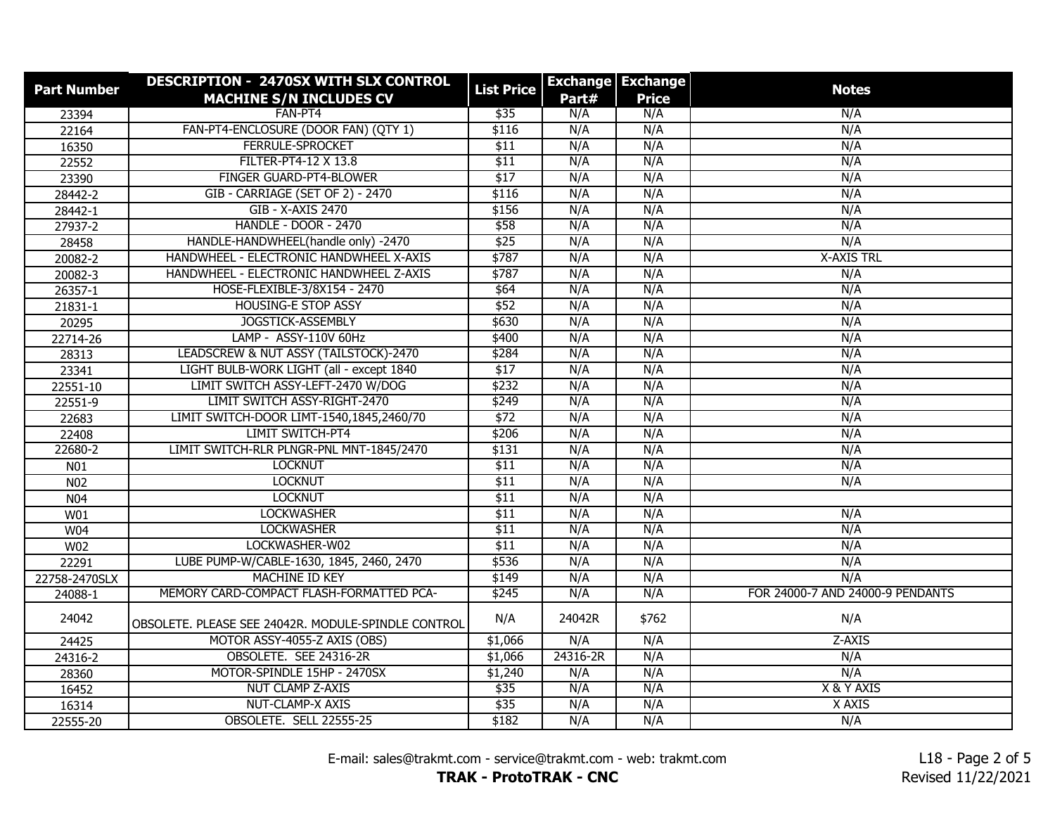| Part Number | DESCRIPTION - 2470SX WITH SLX CONTROL MACHINE S/N INCLUDES CV | List Price | Exchange Part# | Exchange Price | Notes |
|---|---|---|---|---|---|
| 23394 | FAN-PT4 | $35 | N/A | N/A | N/A |
| 22164 | FAN-PT4-ENCLOSURE (DOOR FAN) (QTY 1) | $116 | N/A | N/A | N/A |
| 16350 | FERRULE-SPROCKET | $11 | N/A | N/A | N/A |
| 22552 | FILTER-PT4-12 X 13.8 | $11 | N/A | N/A | N/A |
| 23390 | FINGER GUARD-PT4-BLOWER | $17 | N/A | N/A | N/A |
| 28442-2 | GIB - CARRIAGE (SET OF 2) - 2470 | $116 | N/A | N/A | N/A |
| 28442-1 | GIB - X-AXIS 2470 | $156 | N/A | N/A | N/A |
| 27937-2 | HANDLE - DOOR - 2470 | $58 | N/A | N/A | N/A |
| 28458 | HANDLE-HANDWHEEL(handle only) -2470 | $25 | N/A | N/A | N/A |
| 20082-2 | HANDWHEEL - ELECTRONIC HANDWHEEL X-AXIS | $787 | N/A | N/A | X-AXIS TRL |
| 20082-3 | HANDWHEEL - ELECTRONIC HANDWHEEL Z-AXIS | $787 | N/A | N/A | N/A |
| 26357-1 | HOSE-FLEXIBLE-3/8X154 - 2470 | $64 | N/A | N/A | N/A |
| 21831-1 | HOUSING-E STOP ASSY | $52 | N/A | N/A | N/A |
| 20295 | JOGSTICK-ASSEMBLY | $630 | N/A | N/A | N/A |
| 22714-26 | LAMP - ASSY-110V 60Hz | $400 | N/A | N/A | N/A |
| 28313 | LEADSCREW & NUT ASSY (TAILSTOCK)-2470 | $284 | N/A | N/A | N/A |
| 23341 | LIGHT BULB-WORK LIGHT (all - except 1840 | $17 | N/A | N/A | N/A |
| 22551-10 | LIMIT SWITCH ASSY-LEFT-2470 W/DOG | $232 | N/A | N/A | N/A |
| 22551-9 | LIMIT SWITCH ASSY-RIGHT-2470 | $249 | N/A | N/A | N/A |
| 22683 | LIMIT SWITCH-DOOR LIMT-1540,1845,2460/70 | $72 | N/A | N/A | N/A |
| 22408 | LIMIT SWITCH-PT4 | $206 | N/A | N/A | N/A |
| 22680-2 | LIMIT SWITCH-RLR PLNGR-PNL MNT-1845/2470 | $131 | N/A | N/A | N/A |
| N01 | LOCKNUT | $11 | N/A | N/A | N/A |
| N02 | LOCKNUT | $11 | N/A | N/A | N/A |
| N04 | LOCKNUT | $11 | N/A | N/A | |
| W01 | LOCKWASHER | $11 | N/A | N/A | N/A |
| W04 | LOCKWASHER | $11 | N/A | N/A | N/A |
| W02 | LOCKWASHER-W02 | $11 | N/A | N/A | N/A |
| 22291 | LUBE PUMP-W/CABLE-1630, 1845, 2460, 2470 | $536 | N/A | N/A | N/A |
| 22758-2470SLX | MACHINE ID KEY | $149 | N/A | N/A | N/A |
| 24088-1 | MEMORY CARD-COMPACT FLASH-FORMATTED PCA- | $245 | N/A | N/A | FOR 24000-7 AND 24000-9 PENDANTS |
| 24042 | OBSOLETE. PLEASE SEE 24042R. MODULE-SPINDLE CONTROL | N/A | 24042R | $762 | N/A |
| 24425 | MOTOR ASSY-4055-Z AXIS (OBS) | $1,066 | N/A | N/A | Z-AXIS |
| 24316-2 | OBSOLETE. SEE 24316-2R | $1,066 | 24316-2R | N/A | N/A |
| 28360 | MOTOR-SPINDLE 15HP - 2470SX | $1,240 | N/A | N/A | N/A |
| 16452 | NUT CLAMP Z-AXIS | $35 | N/A | N/A | X & Y AXIS |
| 16314 | NUT-CLAMP-X AXIS | $35 | N/A | N/A | X AXIS |
| 22555-20 | OBSOLETE. SELL 22555-25 | $182 | N/A | N/A | N/A |

E-mail: sales@trakmt.com - service@trakmt.com - web: trakmt.com

**TRAK - ProtoTRAK - CNC**

Revised 11/22/2021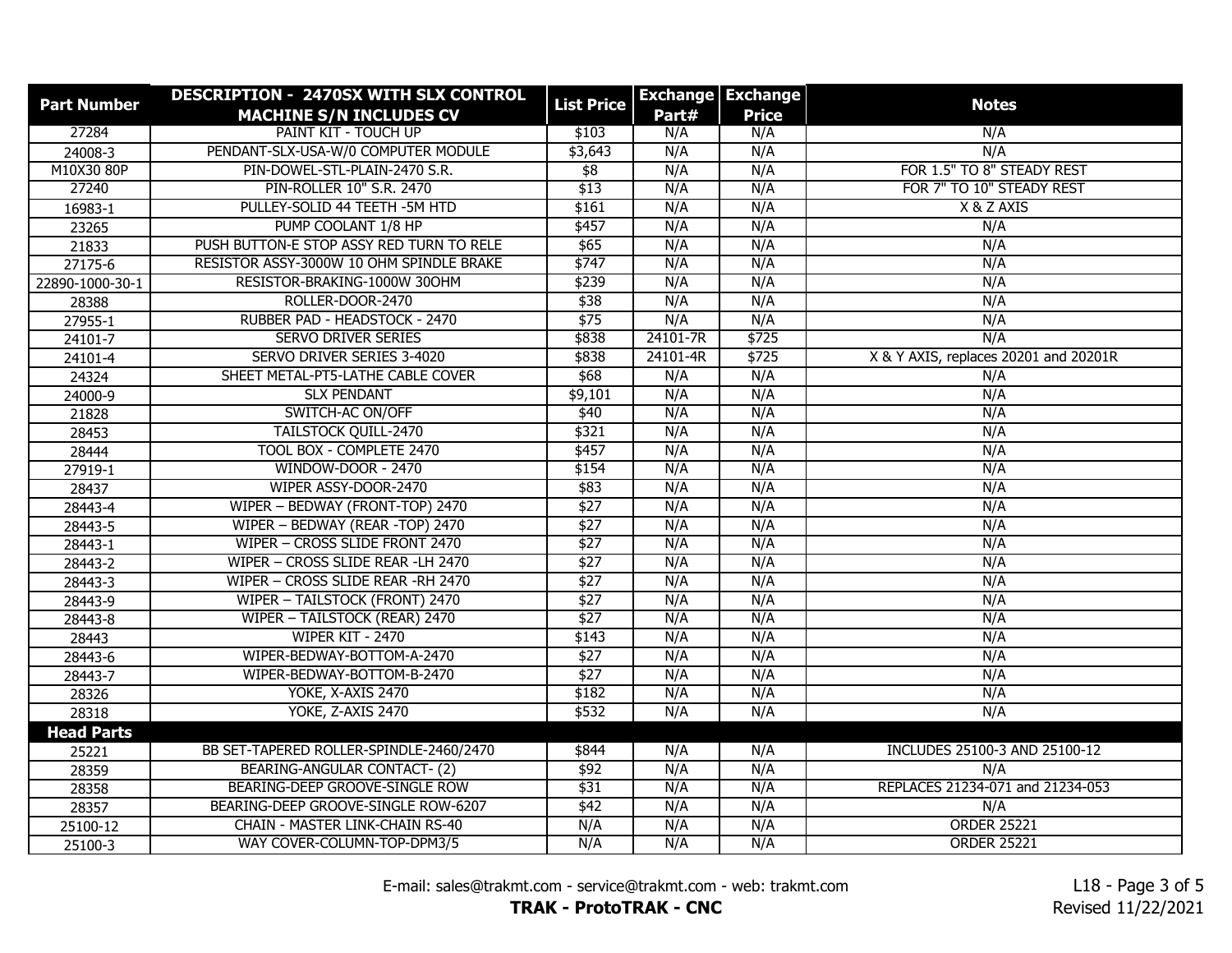| Part Number | DESCRIPTION - 2470SX WITH SLX CONTROL MACHINE S/N INCLUDES CV | List Price | Exchange Part# | Exchange Price | Notes |
|---|---|---|---|---|---|
| 27284 | PAINT KIT - TOUCH UP | $103 | N/A | N/A | N/A |
| 24008-3 | PENDANT-SLX-USA-W/0 COMPUTER MODULE | $3,643 | N/A | N/A | N/A |
| M10X30 80P | PIN-DOWEL-STL-PLAIN-2470 S.R. | $8 | N/A | N/A | FOR 1.5" TO 8" STEADY REST |
| 27240 | PIN-ROLLER 10" S.R. 2470 | $13 | N/A | N/A | FOR 7" TO 10" STEADY REST |
| 16983-1 | PULLEY-SOLID 44 TEETH -5M HTD | $161 | N/A | N/A | X & Z AXIS |
| 23265 | PUMP COOLANT 1/8 HP | $457 | N/A | N/A | N/A |
| 21833 | PUSH BUTTON-E STOP ASSY RED TURN TO RELE | $65 | N/A | N/A | N/A |
| 27175-6 | RESISTOR ASSY-3000W 10 OHM SPINDLE BRAKE | $747 | N/A | N/A | N/A |
| 22890-1000-30-1 | RESISTOR-BRAKING-1000W 30OHM | $239 | N/A | N/A | N/A |
| 28388 | ROLLER-DOOR-2470 | $38 | N/A | N/A | N/A |
| 27955-1 | RUBBER PAD - HEADSTOCK - 2470 | $75 | N/A | N/A | N/A |
| 24101-7 | SERVO DRIVER SERIES | $838 | 24101-7R | $725 | N/A |
| 24101-4 | SERVO DRIVER SERIES 3-4020 | $838 | 24101-4R | $725 | X & Y AXIS, replaces 20201 and 20201R |
| 24324 | SHEET METAL-PT5-LATHE CABLE COVER | $68 | N/A | N/A | N/A |
| 24000-9 | SLX PENDANT | $9,101 | N/A | N/A | N/A |
| 21828 | SWITCH-AC ON/OFF | $40 | N/A | N/A | N/A |
| 28453 | TAILSTOCK QUILL-2470 | $321 | N/A | N/A | N/A |
| 28444 | TOOL BOX - COMPLETE 2470 | $457 | N/A | N/A | N/A |
| 27919-1 | WINDOW-DOOR - 2470 | $154 | N/A | N/A | N/A |
| 28437 | WIPER ASSY-DOOR-2470 | $83 | N/A | N/A | N/A |
| 28443-4 | WIPER – BEDWAY (FRONT-TOP) 2470 | $27 | N/A | N/A | N/A |
| 28443-5 | WIPER – BEDWAY (REAR -TOP) 2470 | $27 | N/A | N/A | N/A |
| 28443-1 | WIPER – CROSS SLIDE FRONT 2470 | $27 | N/A | N/A | N/A |
| 28443-2 | WIPER – CROSS SLIDE REAR -LH 2470 | $27 | N/A | N/A | N/A |
| 28443-3 | WIPER – CROSS SLIDE REAR -RH 2470 | $27 | N/A | N/A | N/A |
| 28443-9 | WIPER – TAILSTOCK (FRONT) 2470 | $27 | N/A | N/A | N/A |
| 28443-8 | WIPER – TAILSTOCK (REAR) 2470 | $27 | N/A | N/A | N/A |
| 28443 | WIPER KIT - 2470 | $143 | N/A | N/A | N/A |
| 28443-6 | WIPER-BEDWAY-BOTTOM-A-2470 | $27 | N/A | N/A | N/A |
| 28443-7 | WIPER-BEDWAY-BOTTOM-B-2470 | $27 | N/A | N/A | N/A |
| 28326 | YOKE, X-AXIS 2470 | $182 | N/A | N/A | N/A |
| 28318 | YOKE, Z-AXIS 2470 | $532 | N/A | N/A | N/A |
| **Head Parts** | | | | | |
| 25221 | BB SET-TAPERED ROLLER-SPINDLE-2460/2470 | $844 | N/A | N/A | INCLUDES 25100-3 AND 25100-12 |
| 28359 | BEARING-ANGULAR CONTACT- (2) | $92 | N/A | N/A | N/A |
| 28358 | BEARING-DEEP GROOVE-SINGLE ROW | $31 | N/A | N/A | REPLACES 21234-071 and 21234-053 |
| 28357 | BEARING-DEEP GROOVE-SINGLE ROW-6207 | $42 | N/A | N/A | N/A |
| 25100-12 | CHAIN - MASTER LINK-CHAIN RS-40 | N/A | N/A | N/A | ORDER 25221 |
| 25100-3 | WAY COVER-COLUMN-TOP-DPM3/5 | N/A | N/A | N/A | ORDER 25221 |

E-mail: sales@trakmt.com - service@trakmt.com - web: trakmt.com

**TRAK - ProtoTRAK - CNC**

Revised 11/22/2021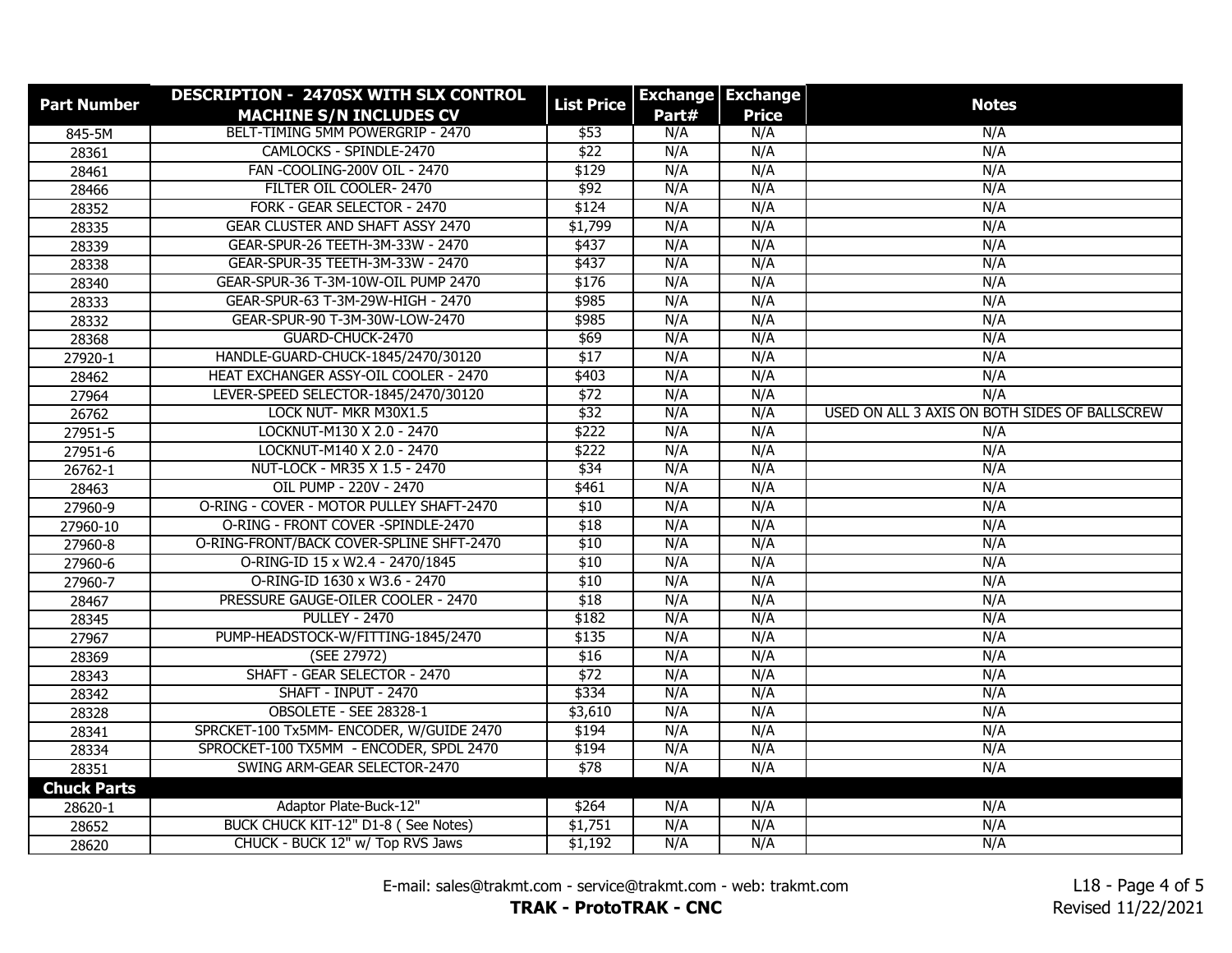| Part Number | DESCRIPTION - 2470SX WITH SLX CONTROL MACHINE S/N INCLUDES CV | List Price | Exchange Part# | Exchange Price | Notes |
|---|---|---|---|---|---|
| 845-5M | BELT-TIMING 5MM POWERGRIP - 2470 | $53 | N/A | N/A | N/A |
| 28361 | CAMLOCKS - SPINDLE-2470 | $22 | N/A | N/A | N/A |
| 28461 | FAN -COOLING-200V OIL - 2470 | $129 | N/A | N/A | N/A |
| 28466 | FILTER OIL COOLER- 2470 | $92 | N/A | N/A | N/A |
| 28352 | FORK - GEAR SELECTOR - 2470 | $124 | N/A | N/A | N/A |
| 28335 | GEAR CLUSTER AND SHAFT ASSY 2470 | $1,799 | N/A | N/A | N/A |
| 28339 | GEAR-SPUR-26 TEETH-3M-33W - 2470 | $437 | N/A | N/A | N/A |
| 28338 | GEAR-SPUR-35 TEETH-3M-33W - 2470 | $437 | N/A | N/A | N/A |
| 28340 | GEAR-SPUR-36 T-3M-10W-OIL PUMP 2470 | $176 | N/A | N/A | N/A |
| 28333 | GEAR-SPUR-63 T-3M-29W-HIGH - 2470 | $985 | N/A | N/A | N/A |
| 28332 | GEAR-SPUR-90 T-3M-30W-LOW-2470 | $985 | N/A | N/A | N/A |
| 28368 | GUARD-CHUCK-2470 | $69 | N/A | N/A | N/A |
| 27920-1 | HANDLE-GUARD-CHUCK-1845/2470/30120 | $17 | N/A | N/A | N/A |
| 28462 | HEAT EXCHANGER ASSY-OIL COOLER - 2470 | $403 | N/A | N/A | N/A |
| 27964 | LEVER-SPEED SELECTOR-1845/2470/30120 | $72 | N/A | N/A | N/A |
| 26762 | LOCK NUT- MKR M30X1.5 | $32 | N/A | N/A | USED ON ALL 3 AXIS ON BOTH SIDES OF BALLSCREW |
| 27951-5 | LOCKNUT-M130 X 2.0 - 2470 | $222 | N/A | N/A | N/A |
| 27951-6 | LOCKNUT-M140 X 2.0 - 2470 | $222 | N/A | N/A | N/A |
| 26762-1 | NUT-LOCK - MR35 X 1.5 - 2470 | $34 | N/A | N/A | N/A |
| 28463 | OIL PUMP - 220V - 2470 | $461 | N/A | N/A | N/A |
| 27960-9 | O-RING - COVER - MOTOR PULLEY SHAFT-2470 | $10 | N/A | N/A | N/A |
| 27960-10 | O-RING - FRONT COVER -SPINDLE-2470 | $18 | N/A | N/A | N/A |
| 27960-8 | O-RING-FRONT/BACK COVER-SPLINE SHFT-2470 | $10 | N/A | N/A | N/A |
| 27960-6 | O-RING-ID 15 x W2.4 - 2470/1845 | $10 | N/A | N/A | N/A |
| 27960-7 | O-RING-ID 1630 x W3.6 - 2470 | $10 | N/A | N/A | N/A |
| 28467 | PRESSURE GAUGE-OILER COOLER - 2470 | $18 | N/A | N/A | N/A |
| 28345 | PULLEY - 2470 | $182 | N/A | N/A | N/A |
| 27967 | PUMP-HEADSTOCK-W/FITTING-1845/2470 | $135 | N/A | N/A | N/A |
| 28369 | (SEE 27972) | $16 | N/A | N/A | N/A |
| 28343 | SHAFT - GEAR SELECTOR - 2470 | $72 | N/A | N/A | N/A |
| 28342 | SHAFT - INPUT - 2470 | $334 | N/A | N/A | N/A |
| 28328 | OBSOLETE - SEE 28328-1 | $3,610 | N/A | N/A | N/A |
| 28341 | SPRCKET-100 Tx5MM- ENCODER, W/GUIDE 2470 | $194 | N/A | N/A | N/A |
| 28334 | SPROCKET-100 TX5MM - ENCODER, SPDL 2470 | $194 | N/A | N/A | N/A |
| 28351 | SWING ARM-GEAR SELECTOR-2470 | $78 | N/A | N/A | N/A |
| **Chuck Parts** | | | | | |
| 28620-1 | Adaptor Plate-Buck-12" | $264 | N/A | N/A | N/A |
| 28652 | BUCK CHUCK KIT-12" D1-8 ( See Notes) | $1,751 | N/A | N/A | N/A |
| 28620 | CHUCK - BUCK 12" w/ Top RVS Jaws | $1,192 | N/A | N/A | N/A |

E-mail: sales@trakmt.com - service@trakmt.com - web: trakmt.com

**TRAK - ProtoTRAK - CNC**

Revised 11/22/2021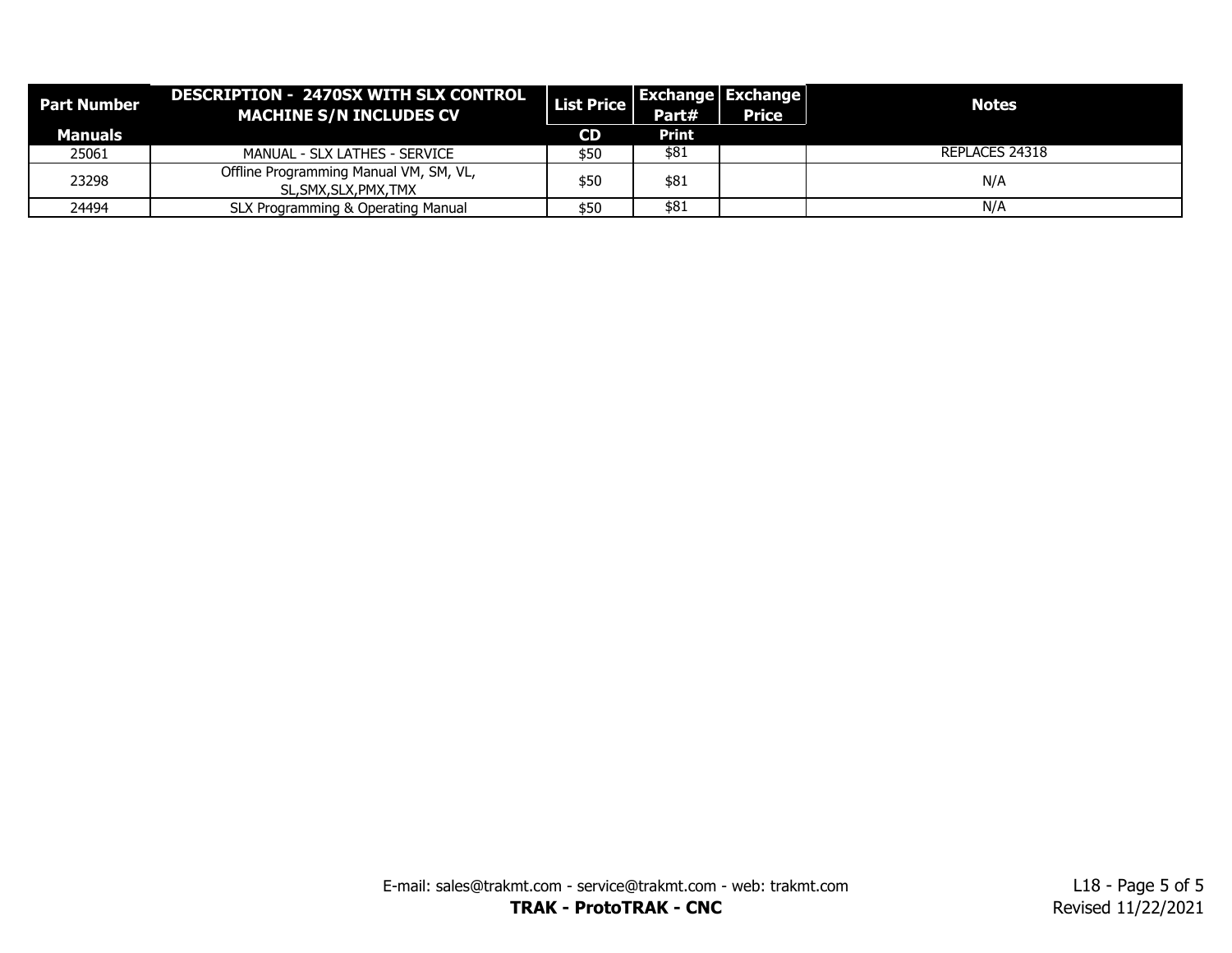| Part Number | DESCRIPTION - 2470SX WITH SLX CONTROL MACHINE S/N INCLUDES CV | List Price | Exchange Part# | Exchange Price | Notes |
|---|---|---|---|---|---|
| **Manuals** | | **CD** | **Print** | | |
| 25061 | MANUAL - SLX LATHES - SERVICE | $50 | $81 | | REPLACES 24318 |
| 23298 | Offline Programming Manual VM, SM, VL, SL,SMX,SLX,PMX,TMX | $50 | $81 | | N/A |
| 24494 | SLX Programming & Operating Manual | $50 | $81 | | N/A |

E-mail: sales@trakmt.com - service@trakmt.com - web: trakmt.com

**TRAK - ProtoTRAK - CNC**

Revised 11/22/2021